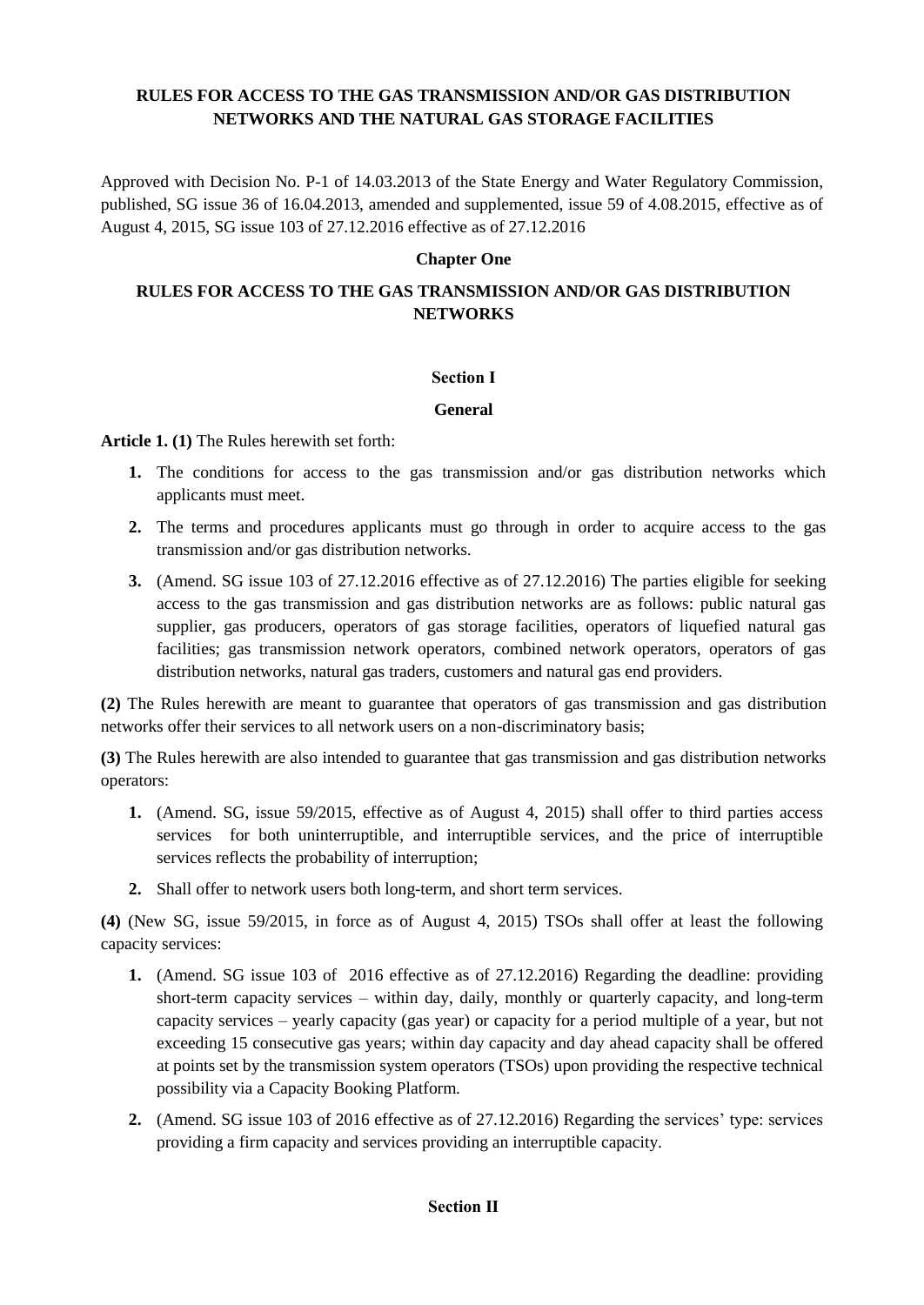# RULES FOR ACCESS TO THE GAS TRANSMISSION AND/OR GAS DISTRIBUTION NETWORKS AND THE NATURAL GAS STORAGE FACILITIES

Approved with Decision No. P-1 of 14.03.2013 of the State Energy and Water Regulatory Commission, published, SG issue 36 of 16.04.2013, amended and supplemented, issue 59 of 4.08.2015, effective as of August 4, 2015, SG issue 103 of 27.12.2016 effective as of 27.12.2016

## Chapter One

## RULES FOR ACCESS TO THE GAS TRANSMISSION AND/OR GAS DISTRIBUTION NETWORKS

### Section I

### General

**Article 1. (1)** The Rules herewith set forth:

1. The conditions for access to the gas transmission and/or gas distribution networks which applicants must meet.
2. The terms and procedures applicants must go through in order to acquire access to the gas transmission and/or gas distribution networks.
3. (Amend. SG issue 103 of 27.12.2016 effective as of 27.12.2016) The parties eligible for seeking access to the gas transmission and gas distribution networks are as follows: public natural gas supplier, gas producers, operators of gas storage facilities, operators of liquefied natural gas facilities; gas transmission network operators, combined network operators, operators of gas distribution networks, natural gas traders, customers and natural gas end providers.

**(2)** The Rules herewith are meant to guarantee that operators of gas transmission and gas distribution networks offer their services to all network users on a non-discriminatory basis;

**(3)** The Rules herewith are also intended to guarantee that gas transmission and gas distribution networks operators:

1. (Amend. SG, issue 59/2015, effective as of August 4, 2015) shall offer to third parties access services for both uninterruptible, and interruptible services, and the price of interruptible services reflects the probability of interruption;
2. Shall offer to network users both long-term, and short term services.

**(4)** (New SG, issue 59/2015, in force as of August 4, 2015) TSOs shall offer at least the following capacity services:

1. (Amend. SG issue 103 of 2016 effective as of 27.12.2016) Regarding the deadline: providing short-term capacity services – within day, daily, monthly or quarterly capacity, and long-term capacity services – yearly capacity (gas year) or capacity for a period multiple of a year, but not exceeding 15 consecutive gas years; within day capacity and day ahead capacity shall be offered at points set by the transmission system operators (TSOs) upon providing the respective technical possibility via a Capacity Booking Platform.
2. (Amend. SG issue 103 of 2016 effective as of 27.12.2016) Regarding the services' type: services providing a firm capacity and services providing an interruptible capacity.

### Section II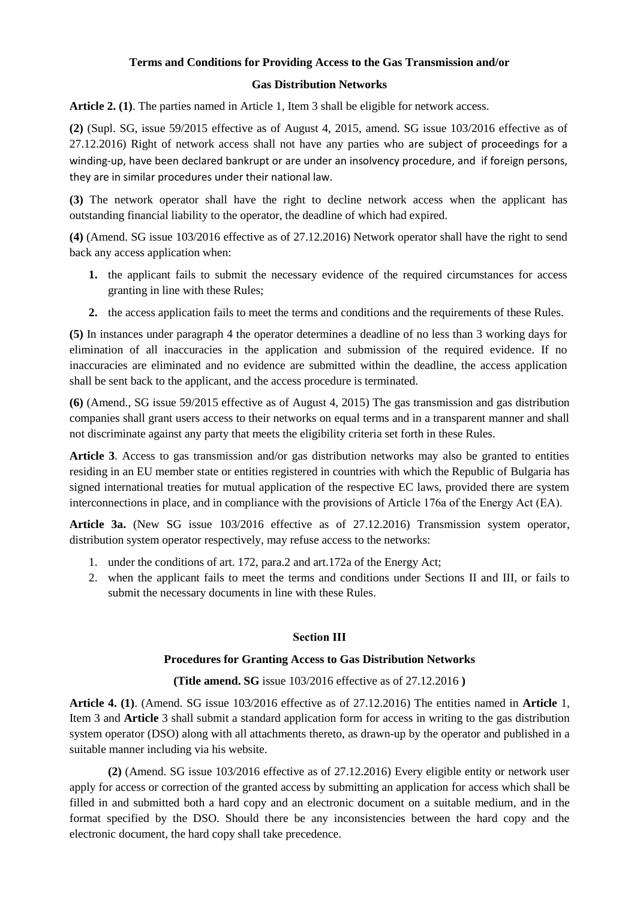**Terms and Conditions for Providing Access to the Gas Transmission and/or**

**Gas Distribution Networks**

**Article 2. (1)**. The parties named in Article 1, Item 3 shall be eligible for network access.

**(2)** (Supl. SG, issue 59/2015 effective as of August 4, 2015, amend. SG issue 103/2016 effective as of 27.12.2016) Right of network access shall not have any parties who are subject of proceedings for a winding-up, have been declared bankrupt or are under an insolvency procedure, and if foreign persons, they are in similar procedures under their national law.

**(3)** The network operator shall have the right to decline network access when the applicant has outstanding financial liability to the operator, the deadline of which had expired.

**(4)** (Amend. SG issue 103/2016 effective as of 27.12.2016) Network operator shall have the right to send back any access application when:

1. the applicant fails to submit the necessary evidence of the required circumstances for access granting in line with these Rules;
2. the access application fails to meet the terms and conditions and the requirements of these Rules.

**(5)** In instances under paragraph 4 the operator determines a deadline of no less than 3 working days for elimination of all inaccuracies in the application and submission of the required evidence. If no inaccuracies are eliminated and no evidence are submitted within the deadline, the access application shall be sent back to the applicant, and the access procedure is terminated.

**(6)** (Amend., SG issue 59/2015 effective as of August 4, 2015) The gas transmission and gas distribution companies shall grant users access to their networks on equal terms and in a transparent manner and shall not discriminate against any party that meets the eligibility criteria set forth in these Rules.

**Article 3**. Access to gas transmission and/or gas distribution networks may also be granted to entities residing in an EU member state or entities registered in countries with which the Republic of Bulgaria has signed international treaties for mutual application of the respective EC laws, provided there are system interconnections in place, and in compliance with the provisions of Article 176a of the Energy Act (EA).

**Article 3a.** (New SG issue 103/2016 effective as of 27.12.2016) Transmission system operator, distribution system operator respectively, may refuse access to the networks:

1. under the conditions of art. 172, para.2 and art.172a of the Energy Act;
2. when the applicant fails to meet the terms and conditions under Sections II and III, or fails to submit the necessary documents in line with these Rules.

## Section III

### Procedures for Granting Access to Gas Distribution Networks

**(Title amend. SG** issue 103/2016 effective as of 27.12.2016 **)**

**Article 4. (1)**. (Amend. SG issue 103/2016 effective as of 27.12.2016) The entities named in **Article** 1, Item 3 and **Article** 3 shall submit a standard application form for access in writing to the gas distribution system operator (DSO) along with all attachments thereto, as drawn-up by the operator and published in a suitable manner including via his website.

**(2)** (Amend. SG issue 103/2016 effective as of 27.12.2016) Every eligible entity or network user apply for access or correction of the granted access by submitting an application for access which shall be filled in and submitted both a hard copy and an electronic document on a suitable medium, and in the format specified by the DSO. Should there be any inconsistencies between the hard copy and the electronic document, the hard copy shall take precedence.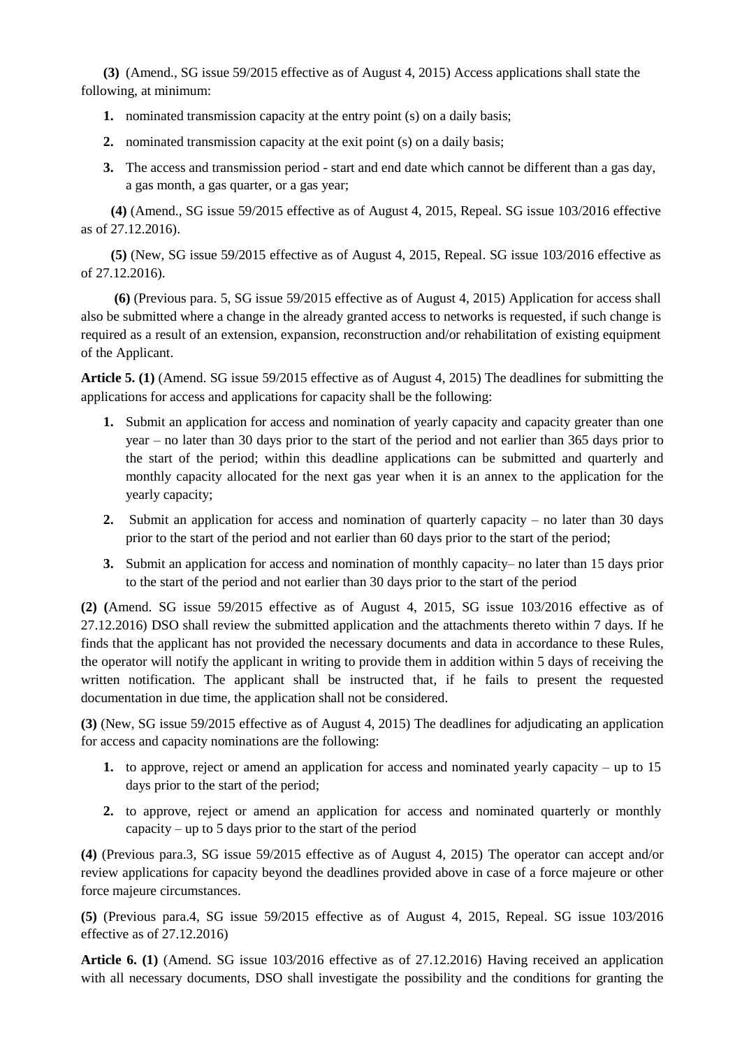**(3)** (Amend., SG issue 59/2015 effective as of August 4, 2015) Access applications shall state the following, at minimum:

1. nominated transmission capacity at the entry point (s) on a daily basis;
2. nominated transmission capacity at the exit point (s) on a daily basis;
3. The access and transmission period - start and end date which cannot be different than a gas day, a gas month, a gas quarter, or a gas year;

**(4)** (Amend., SG issue 59/2015 effective as of August 4, 2015, Repeal. SG issue 103/2016 effective as of 27.12.2016).

**(5)** (New, SG issue 59/2015 effective as of August 4, 2015, Repeal. SG issue 103/2016 effective as of 27.12.2016).

**(6)** (Previous para. 5, SG issue 59/2015 effective as of August 4, 2015) Application for access shall also be submitted where a change in the already granted access to networks is requested, if such change is required as a result of an extension, expansion, reconstruction and/or rehabilitation of existing equipment of the Applicant.

**Article 5. (1)** (Amend. SG issue 59/2015 effective as of August 4, 2015) The deadlines for submitting the applications for access and applications for capacity shall be the following:

1. Submit an application for access and nomination of yearly capacity and capacity greater than one year – no later than 30 days prior to the start of the period and not earlier than 365 days prior to the start of the period; within this deadline applications can be submitted and quarterly and monthly capacity allocated for the next gas year when it is an annex to the application for the yearly capacity;
2. Submit an application for access and nomination of quarterly capacity – no later than 30 days prior to the start of the period and not earlier than 60 days prior to the start of the period;
3. Submit an application for access and nomination of monthly capacity– no later than 15 days prior to the start of the period and not earlier than 30 days prior to the start of the period

**(2) (**Amend. SG issue 59/2015 effective as of August 4, 2015, SG issue 103/2016 effective as of 27.12.2016) DSO shall review the submitted application and the attachments thereto within 7 days. If he finds that the applicant has not provided the necessary documents and data in accordance to these Rules, the operator will notify the applicant in writing to provide them in addition within 5 days of receiving the written notification. The applicant shall be instructed that, if he fails to present the requested documentation in due time, the application shall not be considered.

**(3)** (New, SG issue 59/2015 effective as of August 4, 2015) The deadlines for adjudicating an application for access and capacity nominations are the following:

1. to approve, reject or amend an application for access and nominated yearly capacity – up to 15 days prior to the start of the period;
2. to approve, reject or amend an application for access and nominated quarterly or monthly capacity – up to 5 days prior to the start of the period

**(4)** (Previous para.3, SG issue 59/2015 effective as of August 4, 2015) The operator can accept and/or review applications for capacity beyond the deadlines provided above in case of a force majeure or other force majeure circumstances.

**(5)** (Previous para.4, SG issue 59/2015 effective as of August 4, 2015, Repeal. SG issue 103/2016 effective as of 27.12.2016)

**Article 6. (1)** (Amend. SG issue 103/2016 effective as of 27.12.2016) Having received an application with all necessary documents, DSO shall investigate the possibility and the conditions for granting the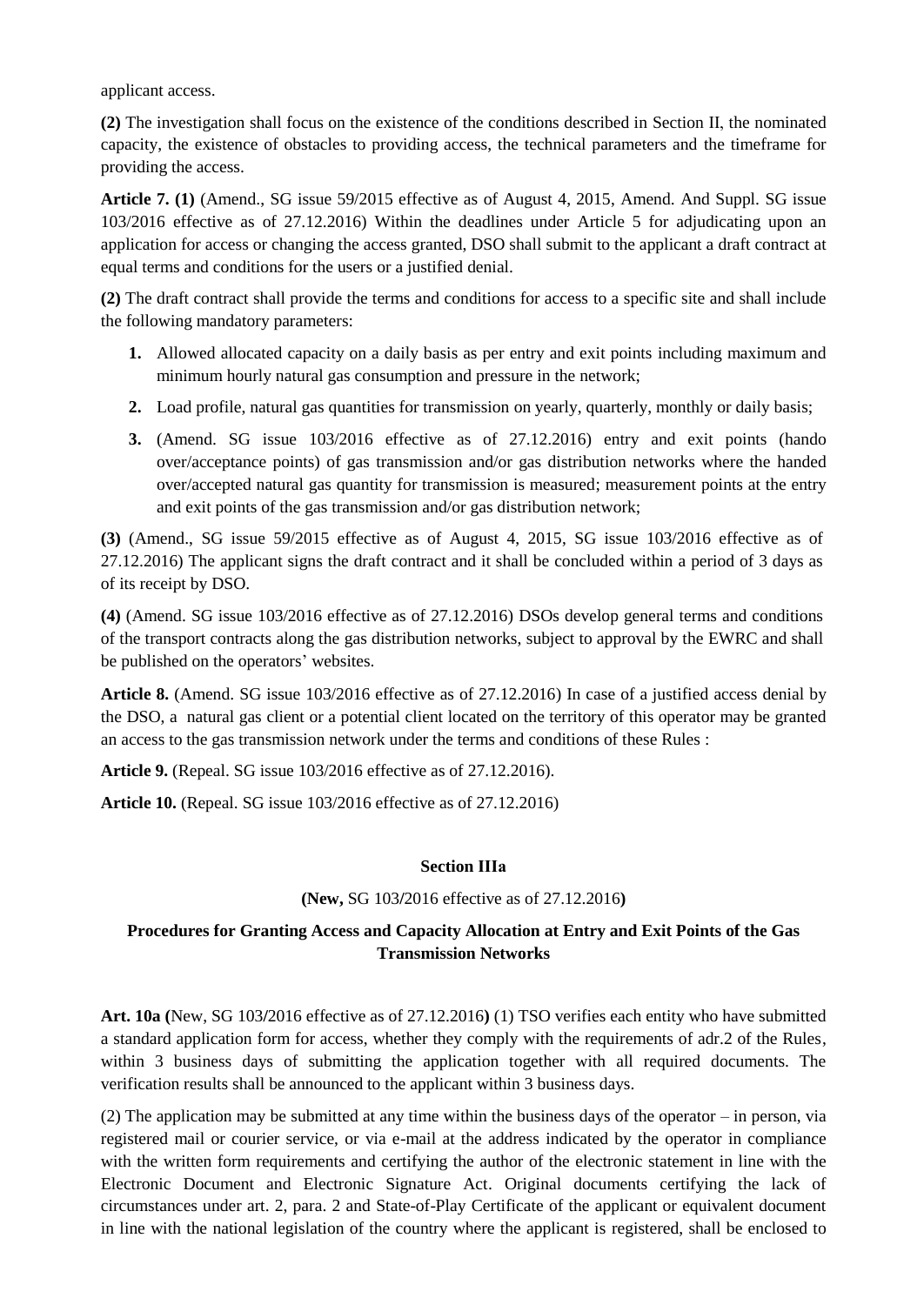applicant access.

**(2)** The investigation shall focus on the existence of the conditions described in Section II, the nominated capacity, the existence of obstacles to providing access, the technical parameters and the timeframe for providing the access.

**Article 7. (1)** (Amend., SG issue 59/2015 effective as of August 4, 2015, Amend. And Suppl. SG issue 103/2016 effective as of 27.12.2016) Within the deadlines under Article 5 for adjudicating upon an application for access or changing the access granted, DSO shall submit to the applicant a draft contract at equal terms and conditions for the users or a justified denial.

**(2)** The draft contract shall provide the terms and conditions for access to a specific site and shall include the following mandatory parameters:

1. Allowed allocated capacity on a daily basis as per entry and exit points including maximum and minimum hourly natural gas consumption and pressure in the network;
2. Load profile, natural gas quantities for transmission on yearly, quarterly, monthly or daily basis;
3. (Amend. SG issue 103/2016 effective as of 27.12.2016) entry and exit points (hando over/acceptance points) of gas transmission and/or gas distribution networks where the handed over/accepted natural gas quantity for transmission is measured; measurement points at the entry and exit points of the gas transmission and/or gas distribution network;

**(3)** (Amend., SG issue 59/2015 effective as of August 4, 2015, SG issue 103/2016 effective as of 27.12.2016) The applicant signs the draft contract and it shall be concluded within a period of 3 days as of its receipt by DSO.

**(4)** (Amend. SG issue 103/2016 effective as of 27.12.2016) DSOs develop general terms and conditions of the transport contracts along the gas distribution networks, subject to approval by the EWRC and shall be published on the operators' websites.

**Article 8.** (Amend. SG issue 103/2016 effective as of 27.12.2016) In case of a justified access denial by the DSO, a natural gas client or a potential client located on the territory of this operator may be granted an access to the gas transmission network under the terms and conditions of these Rules :

**Article 9.** (Repeal. SG issue 103/2016 effective as of 27.12.2016).

**Article 10.** (Repeal. SG issue 103/2016 effective as of 27.12.2016)

### Section IIIa

**(New,** SG 103/2016 effective as of 27.12.2016**)**

### Procedures for Granting Access and Capacity Allocation at Entry and Exit Points of the Gas Transmission Networks

**Art. 10a (**New, SG 103/2016 effective as of 27.12.2016**)** (1) TSO verifies each entity who have submitted a standard application form for access, whether they comply with the requirements of adr.2 of the Rules, within 3 business days of submitting the application together with all required documents. The verification results shall be announced to the applicant within 3 business days.

(2) The application may be submitted at any time within the business days of the operator – in person, via registered mail or courier service, or via e-mail at the address indicated by the operator in compliance with the written form requirements and certifying the author of the electronic statement in line with the Electronic Document and Electronic Signature Act. Original documents certifying the lack of circumstances under art. 2, para. 2 and State-of-Play Certificate of the applicant or equivalent document in line with the national legislation of the country where the applicant is registered, shall be enclosed to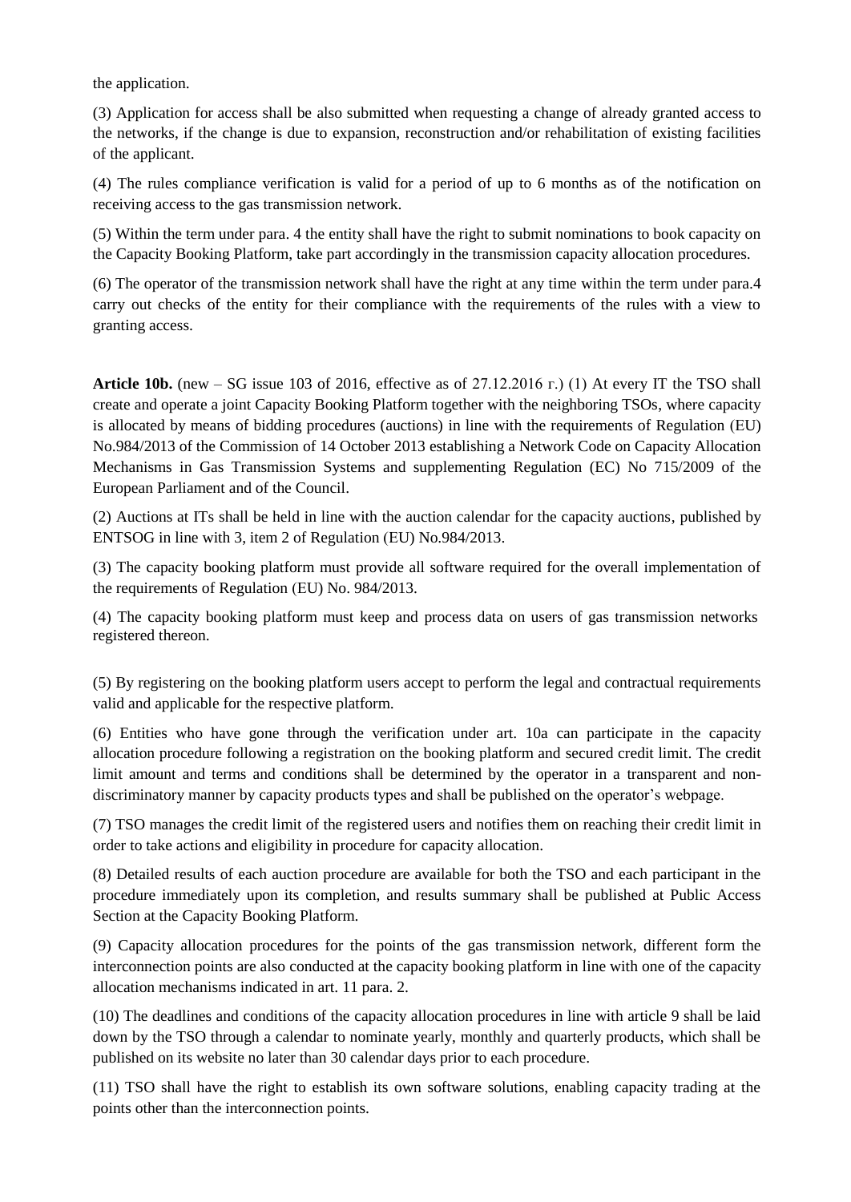the application.

(3) Application for access shall be also submitted when requesting a change of already granted access to the networks, if the change is due to expansion, reconstruction and/or rehabilitation of existing facilities of the applicant.

(4) The rules compliance verification is valid for a period of up to 6 months as of the notification on receiving access to the gas transmission network.

(5) Within the term under para. 4 the entity shall have the right to submit nominations to book capacity on the Capacity Booking Platform, take part accordingly in the transmission capacity allocation procedures.

(6) The operator of the transmission network shall have the right at any time within the term under para.4 carry out checks of the entity for their compliance with the requirements of the rules with a view to granting access.

**Article 10b.** (new – SG issue 103 of 2016, effective as of 27.12.2016 г.) (1) At every IT the TSO shall create and operate a joint Capacity Booking Platform together with the neighboring TSOs, where capacity is allocated by means of bidding procedures (auctions) in line with the requirements of Regulation (EU) No.984/2013 of the Commission of 14 October 2013 establishing a Network Code on Capacity Allocation Mechanisms in Gas Transmission Systems and supplementing Regulation (EC) No 715/2009 of the European Parliament and of the Council.

(2) Auctions at ITs shall be held in line with the auction calendar for the capacity auctions, published by ENTSOG in line with 3, item 2 of Regulation (EU) No.984/2013.

(3) The capacity booking platform must provide all software required for the overall implementation of the requirements of Regulation (EU) No. 984/2013.

(4) The capacity booking platform must keep and process data on users of gas transmission networks registered thereon.

(5) By registering on the booking platform users accept to perform the legal and contractual requirements valid and applicable for the respective platform.

(6) Entities who have gone through the verification under art. 10a can participate in the capacity allocation procedure following a registration on the booking platform and secured credit limit. The credit limit amount and terms and conditions shall be determined by the operator in a transparent and non-discriminatory manner by capacity products types and shall be published on the operator's webpage.

(7) TSO manages the credit limit of the registered users and notifies them on reaching their credit limit in order to take actions and eligibility in procedure for capacity allocation.

(8) Detailed results of each auction procedure are available for both the TSO and each participant in the procedure immediately upon its completion, and results summary shall be published at Public Access Section at the Capacity Booking Platform.

(9) Capacity allocation procedures for the points of the gas transmission network, different form the interconnection points are also conducted at the capacity booking platform in line with one of the capacity allocation mechanisms indicated in art. 11 para. 2.

(10) The deadlines and conditions of the capacity allocation procedures in line with article 9 shall be laid down by the TSO through a calendar to nominate yearly, monthly and quarterly products, which shall be published on its website no later than 30 calendar days prior to each procedure.

(11) TSO shall have the right to establish its own software solutions, enabling capacity trading at the points other than the interconnection points.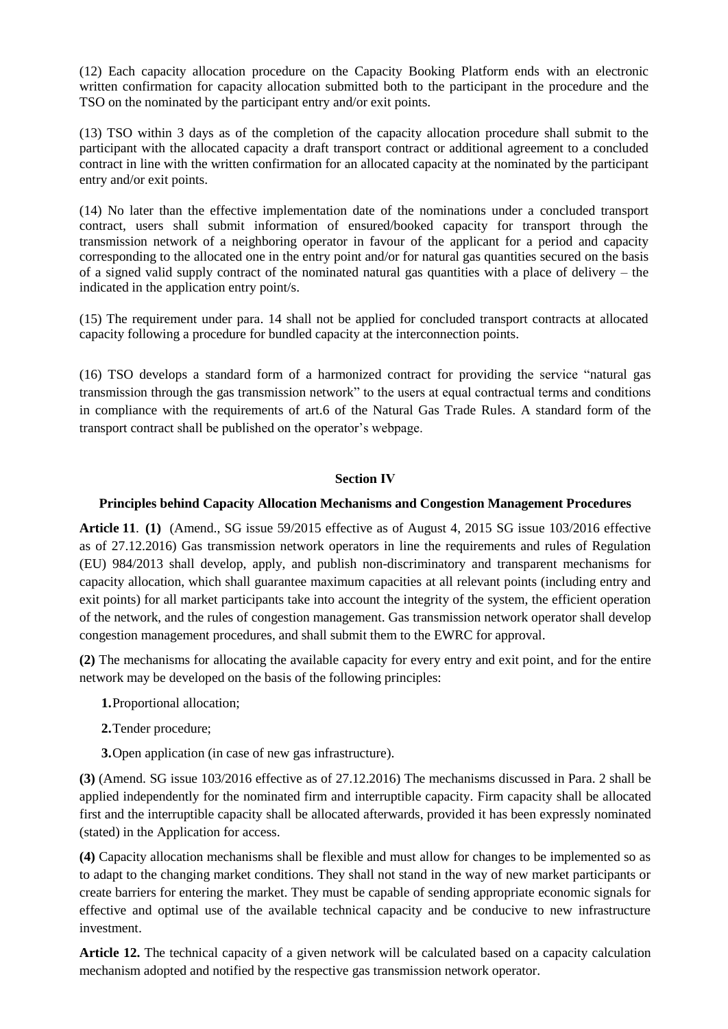(12) Each capacity allocation procedure on the Capacity Booking Platform ends with an electronic written confirmation for capacity allocation submitted both to the participant in the procedure and the TSO on the nominated by the participant entry and/or exit points.

(13) TSO within 3 days as of the completion of the capacity allocation procedure shall submit to the participant with the allocated capacity a draft transport contract or additional agreement to a concluded contract in line with the written confirmation for an allocated capacity at the nominated by the participant entry and/or exit points.

(14) No later than the effective implementation date of the nominations under a concluded transport contract, users shall submit information of ensured/booked capacity for transport through the transmission network of a neighboring operator in favour of the applicant for a period and capacity corresponding to the allocated one in the entry point and/or for natural gas quantities secured on the basis of a signed valid supply contract of the nominated natural gas quantities with a place of delivery – the indicated in the application entry point/s.

(15) The requirement under para. 14 shall not be applied for concluded transport contracts at allocated capacity following a procedure for bundled capacity at the interconnection points.

(16) TSO develops a standard form of a harmonized contract for providing the service "natural gas transmission through the gas transmission network" to the users at equal contractual terms and conditions in compliance with the requirements of art.6 of the Natural Gas Trade Rules. A standard form of the transport contract shall be published on the operator's webpage.

## Section IV

### Principles behind Capacity Allocation Mechanisms and Congestion Management Procedures

**Article 11**. **(1)** (Amend., SG issue 59/2015 effective as of August 4, 2015 SG issue 103/2016 effective as of 27.12.2016) Gas transmission network operators in line the requirements and rules of Regulation (EU) 984/2013 shall develop, apply, and publish non-discriminatory and transparent mechanisms for capacity allocation, which shall guarantee maximum capacities at all relevant points (including entry and exit points) for all market participants take into account the integrity of the system, the efficient operation of the network, and the rules of congestion management. Gas transmission network operator shall develop congestion management procedures, and shall submit them to the EWRC for approval.

**(2)** The mechanisms for allocating the available capacity for every entry and exit point, and for the entire network may be developed on the basis of the following principles:

**1.** Proportional allocation;

**2.** Tender procedure;

**3.** Open application (in case of new gas infrastructure).

**(3)** (Amend. SG issue 103/2016 effective as of 27.12.2016) The mechanisms discussed in Para. 2 shall be applied independently for the nominated firm and interruptible capacity. Firm capacity shall be allocated first and the interruptible capacity shall be allocated afterwards, provided it has been expressly nominated (stated) in the Application for access.

**(4)** Capacity allocation mechanisms shall be flexible and must allow for changes to be implemented so as to adapt to the changing market conditions. They shall not stand in the way of new market participants or create barriers for entering the market. They must be capable of sending appropriate economic signals for effective and optimal use of the available technical capacity and be conducive to new infrastructure investment.

**Article 12.** The technical capacity of a given network will be calculated based on a capacity calculation mechanism adopted and notified by the respective gas transmission network operator.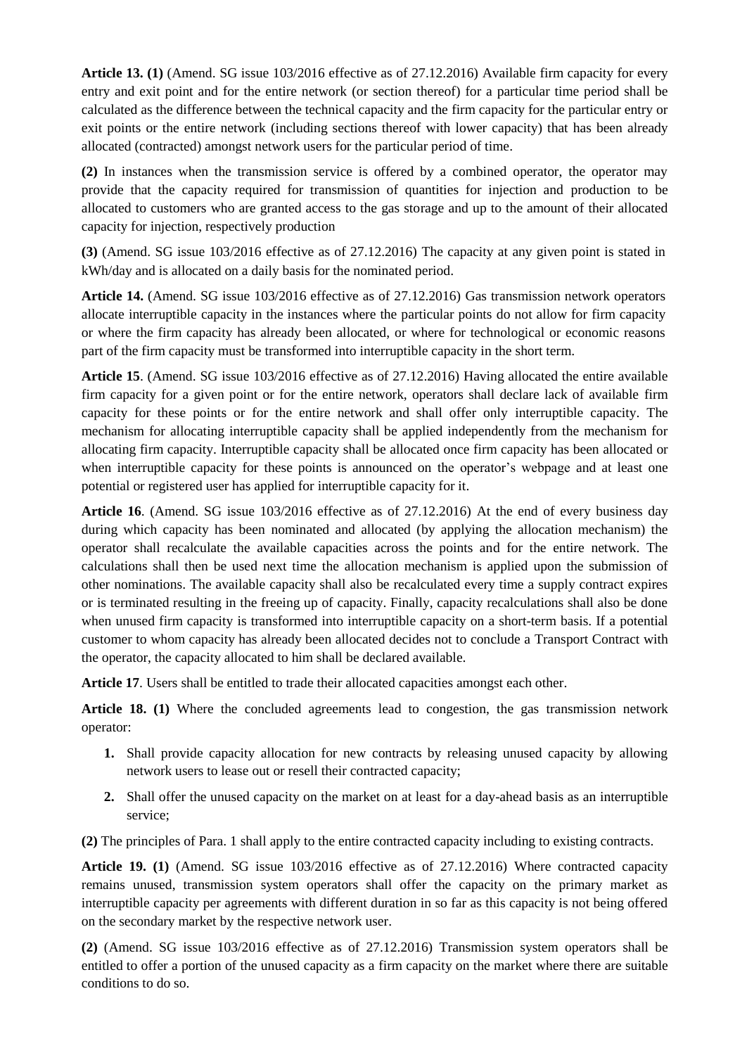**Article 13. (1)** (Amend. SG issue 103/2016 effective as of 27.12.2016) Available firm capacity for every entry and exit point and for the entire network (or section thereof) for a particular time period shall be calculated as the difference between the technical capacity and the firm capacity for the particular entry or exit points or the entire network (including sections thereof with lower capacity) that has been already allocated (contracted) amongst network users for the particular period of time.

**(2)** In instances when the transmission service is offered by a combined operator, the operator may provide that the capacity required for transmission of quantities for injection and production to be allocated to customers who are granted access to the gas storage and up to the amount of their allocated capacity for injection, respectively production

**(3)** (Amend. SG issue 103/2016 effective as of 27.12.2016) The capacity at any given point is stated in kWh/day and is allocated on a daily basis for the nominated period.

**Article 14.** (Amend. SG issue 103/2016 effective as of 27.12.2016) Gas transmission network operators allocate interruptible capacity in the instances where the particular points do not allow for firm capacity or where the firm capacity has already been allocated, or where for technological or economic reasons part of the firm capacity must be transformed into interruptible capacity in the short term.

**Article 15**. (Amend. SG issue 103/2016 effective as of 27.12.2016) Having allocated the entire available firm capacity for a given point or for the entire network, operators shall declare lack of available firm capacity for these points or for the entire network and shall offer only interruptible capacity. The mechanism for allocating interruptible capacity shall be applied independently from the mechanism for allocating firm capacity. Interruptible capacity shall be allocated once firm capacity has been allocated or when interruptible capacity for these points is announced on the operator's webpage and at least one potential or registered user has applied for interruptible capacity for it.

**Article 16**. (Amend. SG issue 103/2016 effective as of 27.12.2016) At the end of every business day during which capacity has been nominated and allocated (by applying the allocation mechanism) the operator shall recalculate the available capacities across the points and for the entire network. The calculations shall then be used next time the allocation mechanism is applied upon the submission of other nominations. The available capacity shall also be recalculated every time a supply contract expires or is terminated resulting in the freeing up of capacity. Finally, capacity recalculations shall also be done when unused firm capacity is transformed into interruptible capacity on a short-term basis. If a potential customer to whom capacity has already been allocated decides not to conclude a Transport Contract with the operator, the capacity allocated to him shall be declared available.

**Article 17**. Users shall be entitled to trade their allocated capacities amongst each other.

**Article 18. (1)** Where the concluded agreements lead to congestion, the gas transmission network operator:

1. Shall provide capacity allocation for new contracts by releasing unused capacity by allowing network users to lease out or resell their contracted capacity;
2. Shall offer the unused capacity on the market on at least for a day-ahead basis as an interruptible service;

**(2)** The principles of Para. 1 shall apply to the entire contracted capacity including to existing contracts.

**Article 19. (1)** (Amend. SG issue 103/2016 effective as of 27.12.2016) Where contracted capacity remains unused, transmission system operators shall offer the capacity on the primary market as interruptible capacity per agreements with different duration in so far as this capacity is not being offered on the secondary market by the respective network user.

**(2)** (Amend. SG issue 103/2016 effective as of 27.12.2016) Transmission system operators shall be entitled to offer a portion of the unused capacity as a firm capacity on the market where there are suitable conditions to do so.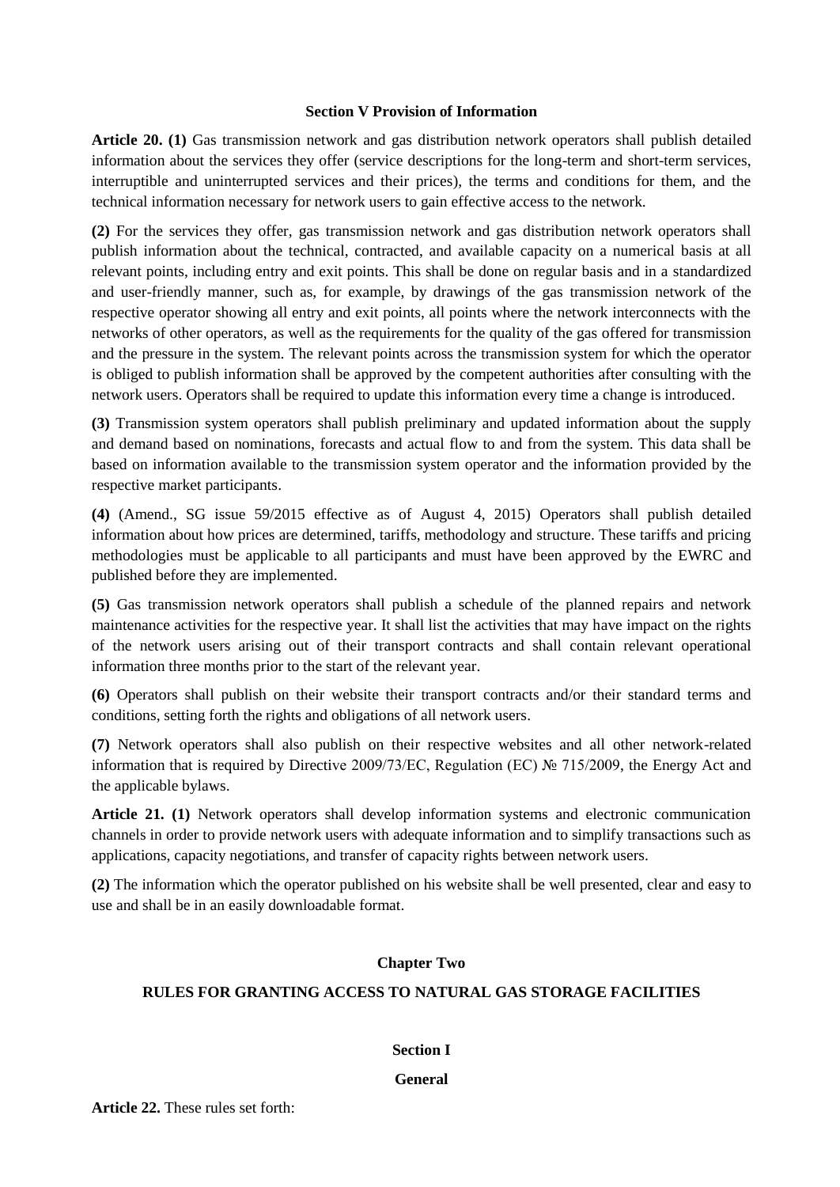### Section V Provision of Information

**Article 20. (1)** Gas transmission network and gas distribution network operators shall publish detailed information about the services they offer (service descriptions for the long-term and short-term services, interruptible and uninterrupted services and their prices), the terms and conditions for them, and the technical information necessary for network users to gain effective access to the network.

**(2)** For the services they offer, gas transmission network and gas distribution network operators shall publish information about the technical, contracted, and available capacity on a numerical basis at all relevant points, including entry and exit points. This shall be done on regular basis and in a standardized and user-friendly manner, such as, for example, by drawings of the gas transmission network of the respective operator showing all entry and exit points, all points where the network interconnects with the networks of other operators, as well as the requirements for the quality of the gas offered for transmission and the pressure in the system. The relevant points across the transmission system for which the operator is obliged to publish information shall be approved by the competent authorities after consulting with the network users. Operators shall be required to update this information every time a change is introduced.

**(3)** Transmission system operators shall publish preliminary and updated information about the supply and demand based on nominations, forecasts and actual flow to and from the system. This data shall be based on information available to the transmission system operator and the information provided by the respective market participants.

**(4)** (Amend., SG issue 59/2015 effective as of August 4, 2015) Operators shall publish detailed information about how prices are determined, tariffs, methodology and structure. These tariffs and pricing methodologies must be applicable to all participants and must have been approved by the EWRC and published before they are implemented.

**(5)** Gas transmission network operators shall publish a schedule of the planned repairs and network maintenance activities for the respective year. It shall list the activities that may have impact on the rights of the network users arising out of their transport contracts and shall contain relevant operational information three months prior to the start of the relevant year.

**(6)** Operators shall publish on their website their transport contracts and/or their standard terms and conditions, setting forth the rights and obligations of all network users.

**(7)** Network operators shall also publish on their respective websites and all other network-related information that is required by Directive 2009/73/EC, Regulation (EC) № 715/2009, the Energy Act and the applicable bylaws.

**Article 21. (1)** Network operators shall develop information systems and electronic communication channels in order to provide network users with adequate information and to simplify transactions such as applications, capacity negotiations, and transfer of capacity rights between network users.

**(2)** The information which the operator published on his website shall be well presented, clear and easy to use and shall be in an easily downloadable format.

## Chapter Two

## RULES FOR GRANTING ACCESS TO NATURAL GAS STORAGE FACILITIES

### Section I

### General

**Article 22.** These rules set forth: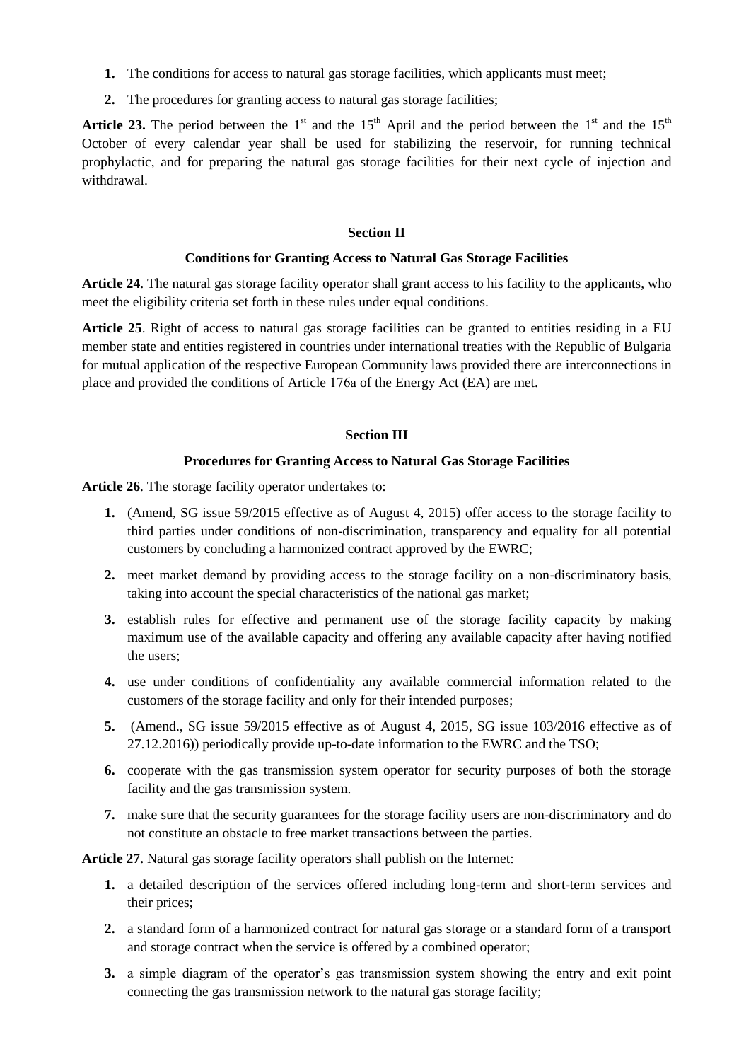1. The conditions for access to natural gas storage facilities, which applicants must meet;
2. The procedures for granting access to natural gas storage facilities;

**Article 23.** The period between the 1st and the 15th April and the period between the 1st and the 15th October of every calendar year shall be used for stabilizing the reservoir, for running technical prophylactic, and for preparing the natural gas storage facilities for their next cycle of injection and withdrawal.

### Section II

### Conditions for Granting Access to Natural Gas Storage Facilities

**Article 24**. The natural gas storage facility operator shall grant access to his facility to the applicants, who meet the eligibility criteria set forth in these rules under equal conditions.

**Article 25**. Right of access to natural gas storage facilities can be granted to entities residing in a EU member state and entities registered in countries under international treaties with the Republic of Bulgaria for mutual application of the respective European Community laws provided there are interconnections in place and provided the conditions of Article 176a of the Energy Act (EA) are met.

### Section III

### Procedures for Granting Access to Natural Gas Storage Facilities

**Article 26**. The storage facility operator undertakes to:

1. (Amend, SG issue 59/2015 effective as of August 4, 2015) offer access to the storage facility to third parties under conditions of non-discrimination, transparency and equality for all potential customers by concluding a harmonized contract approved by the EWRC;
2. meet market demand by providing access to the storage facility on a non-discriminatory basis, taking into account the special characteristics of the national gas market;
3. establish rules for effective and permanent use of the storage facility capacity by making maximum use of the available capacity and offering any available capacity after having notified the users;
4. use under conditions of confidentiality any available commercial information related to the customers of the storage facility and only for their intended purposes;
5. (Amend., SG issue 59/2015 effective as of August 4, 2015, SG issue 103/2016 effective as of 27.12.2016)) periodically provide up-to-date information to the EWRC and the TSO;
6. cooperate with the gas transmission system operator for security purposes of both the storage facility and the gas transmission system.
7. make sure that the security guarantees for the storage facility users are non-discriminatory and do not constitute an obstacle to free market transactions between the parties.

**Article 27.** Natural gas storage facility operators shall publish on the Internet:

1. a detailed description of the services offered including long-term and short-term services and their prices;
2. a standard form of a harmonized contract for natural gas storage or a standard form of a transport and storage contract when the service is offered by a combined operator;
3. a simple diagram of the operator's gas transmission system showing the entry and exit point connecting the gas transmission network to the natural gas storage facility;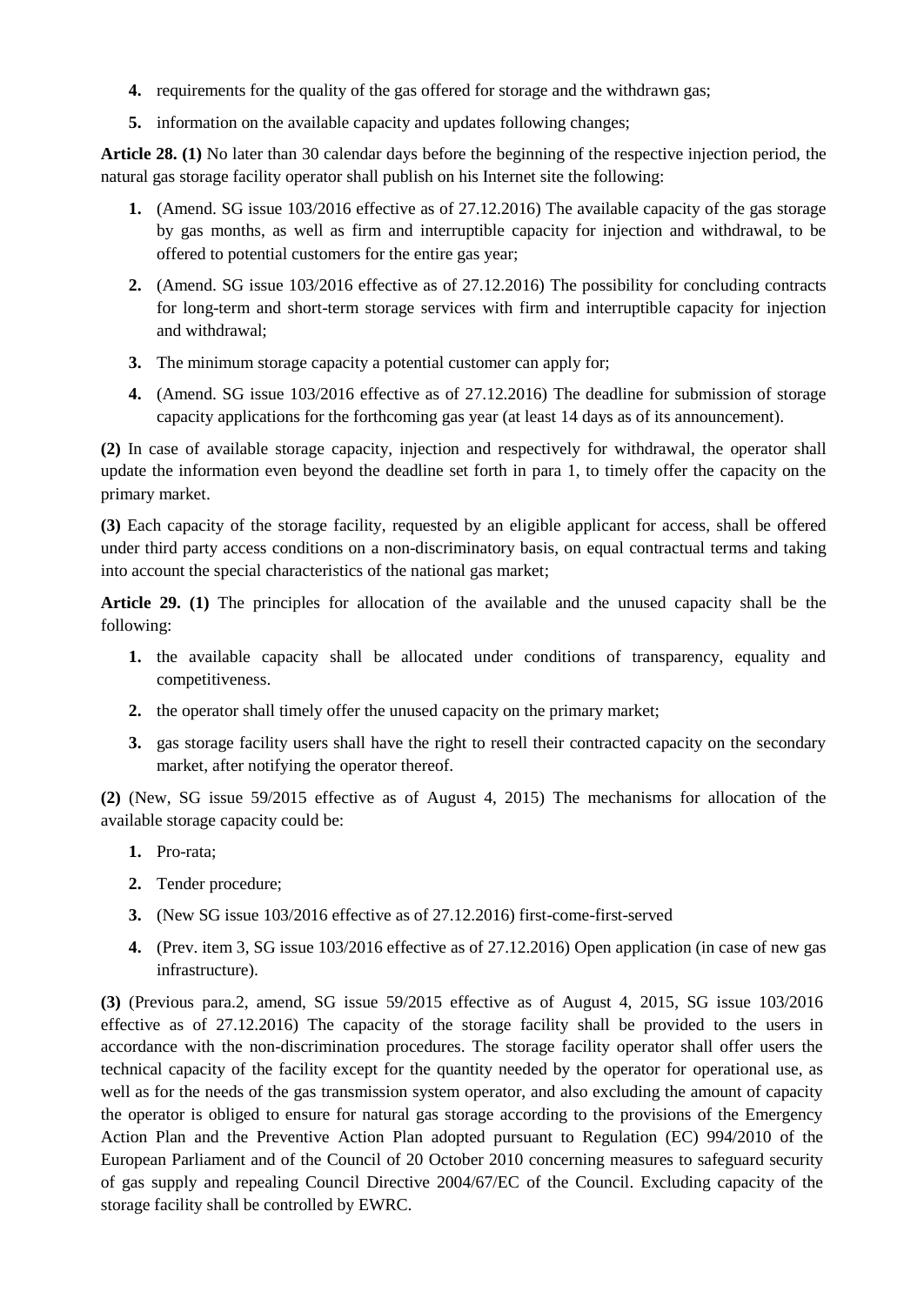4. requirements for the quality of the gas offered for storage and the withdrawn gas;
5. information on the available capacity and updates following changes;

**Article 28. (1)** No later than 30 calendar days before the beginning of the respective injection period, the natural gas storage facility operator shall publish on his Internet site the following:

1. (Amend. SG issue 103/2016 effective as of 27.12.2016) The available capacity of the gas storage by gas months, as well as firm and interruptible capacity for injection and withdrawal, to be offered to potential customers for the entire gas year;
2. (Amend. SG issue 103/2016 effective as of 27.12.2016) The possibility for concluding contracts for long-term and short-term storage services with firm and interruptible capacity for injection and withdrawal;
3. The minimum storage capacity a potential customer can apply for;
4. (Amend. SG issue 103/2016 effective as of 27.12.2016) The deadline for submission of storage capacity applications for the forthcoming gas year (at least 14 days as of its announcement).

**(2)** In case of available storage capacity, injection and respectively for withdrawal, the operator shall update the information even beyond the deadline set forth in para 1, to timely offer the capacity on the primary market.

**(3)** Each capacity of the storage facility, requested by an eligible applicant for access, shall be offered under third party access conditions on a non-discriminatory basis, on equal contractual terms and taking into account the special characteristics of the national gas market;

**Article 29. (1)** The principles for allocation of the available and the unused capacity shall be the following:

1. the available capacity shall be allocated under conditions of transparency, equality and competitiveness.
2. the operator shall timely offer the unused capacity on the primary market;
3. gas storage facility users shall have the right to resell their contracted capacity on the secondary market, after notifying the operator thereof.

**(2)** (New, SG issue 59/2015 effective as of August 4, 2015) The mechanisms for allocation of the available storage capacity could be:

1. Pro-rata;
2. Tender procedure;
3. (New SG issue 103/2016 effective as of 27.12.2016) first-come-first-served
4. (Prev. item 3, SG issue 103/2016 effective as of 27.12.2016) Open application (in case of new gas infrastructure).

**(3)** (Previous para.2, amend, SG issue 59/2015 effective as of August 4, 2015, SG issue 103/2016 effective as of 27.12.2016) The capacity of the storage facility shall be provided to the users in accordance with the non-discrimination procedures. The storage facility operator shall offer users the technical capacity of the facility except for the quantity needed by the operator for operational use, as well as for the needs of the gas transmission system operator, and also excluding the amount of capacity the operator is obliged to ensure for natural gas storage according to the provisions of the Emergency Action Plan and the Preventive Action Plan adopted pursuant to Regulation (EC) 994/2010 of the European Parliament and of the Council of 20 October 2010 concerning measures to safeguard security of gas supply and repealing Council Directive 2004/67/EC of the Council. Excluding capacity of the storage facility shall be controlled by EWRC.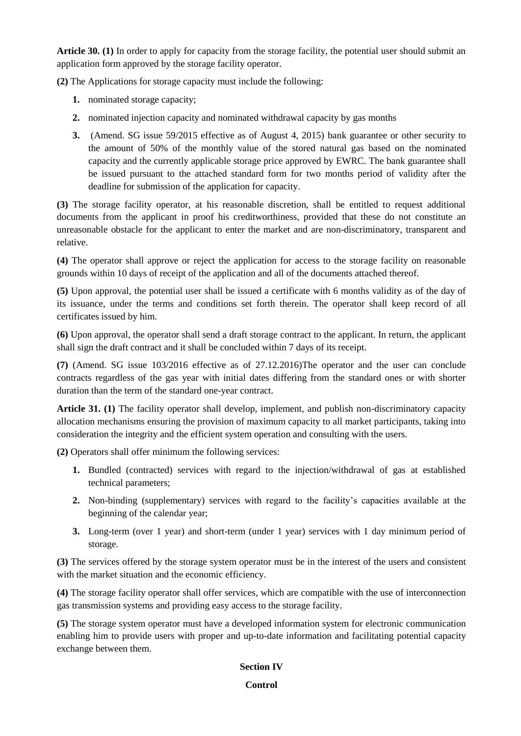**Article 30. (1)** In order to apply for capacity from the storage facility, the potential user should submit an application form approved by the storage facility operator.

**(2)** The Applications for storage capacity must include the following:

1. nominated storage capacity;
2. nominated injection capacity and nominated withdrawal capacity by gas months
3. (Amend. SG issue 59/2015 effective as of August 4, 2015) bank guarantee or other security to the amount of 50% of the monthly value of the stored natural gas based on the nominated capacity and the currently applicable storage price approved by EWRC. The bank guarantee shall be issued pursuant to the attached standard form for two months period of validity after the deadline for submission of the application for capacity.

**(3)** The storage facility operator, at his reasonable discretion, shall be entitled to request additional documents from the applicant in proof his creditworthiness, provided that these do not constitute an unreasonable obstacle for the applicant to enter the market and are non-discriminatory, transparent and relative.

**(4)** The operator shall approve or reject the application for access to the storage facility on reasonable grounds within 10 days of receipt of the application and all of the documents attached thereof.

**(5)** Upon approval, the potential user shall be issued a certificate with 6 months validity as of the day of its issuance, under the terms and conditions set forth therein. The operator shall keep record of all certificates issued by him.

**(6)** Upon approval, the operator shall send a draft storage contract to the applicant. In return, the applicant shall sign the draft contract and it shall be concluded within 7 days of its receipt.

**(7)** (Amend. SG issue 103/2016 effective as of 27.12.2016)The operator and the user can conclude contracts regardless of the gas year with initial dates differing from the standard ones or with shorter duration than the term of the standard one-year contract.

**Article 31. (1)** The facility operator shall develop, implement, and publish non-discriminatory capacity allocation mechanisms ensuring the provision of maximum capacity to all market participants, taking into consideration the integrity and the efficient system operation and consulting with the users.

**(2)** Operators shall offer minimum the following services:

1. Bundled (contracted) services with regard to the injection/withdrawal of gas at established technical parameters;
2. Non-binding (supplementary) services with regard to the facility's capacities available at the beginning of the calendar year;
3. Long-term (over 1 year) and short-term (under 1 year) services with 1 day minimum period of storage.

**(3)** The services offered by the storage system operator must be in the interest of the users and consistent with the market situation and the economic efficiency.

**(4)** The storage facility operator shall offer services, which are compatible with the use of interconnection gas transmission systems and providing easy access to the storage facility.

**(5)** The storage system operator must have a developed information system for electronic communication enabling him to provide users with proper and up-to-date information and facilitating potential capacity exchange between them.

## Section IV

## Control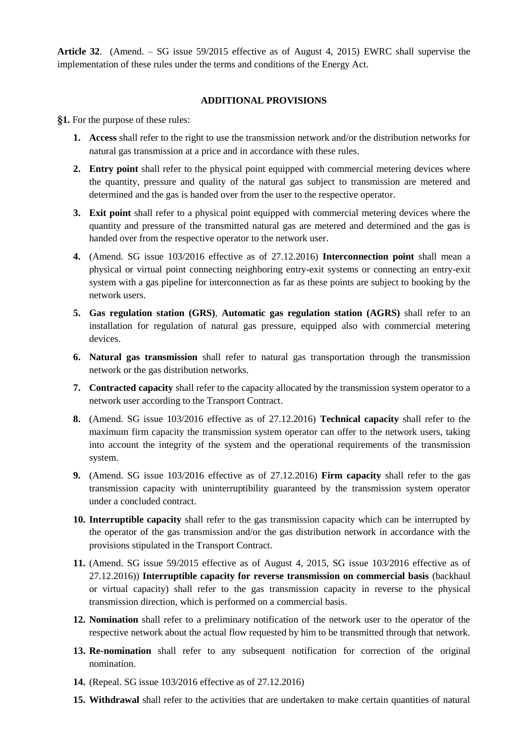**Article 32**. (Amend. – SG issue 59/2015 effective as of August 4, 2015) EWRC shall supervise the implementation of these rules under the terms and conditions of the Energy Act.

## ADDITIONAL PROVISIONS

**§1.** For the purpose of these rules:

1. **Access** shall refer to the right to use the transmission network and/or the distribution networks for natural gas transmission at a price and in accordance with these rules.
2. **Entry point** shall refer to the physical point equipped with commercial metering devices where the quantity, pressure and quality of the natural gas subject to transmission are metered and determined and the gas is handed over from the user to the respective operator.
3. **Exit point** shall refer to a physical point equipped with commercial metering devices where the quantity and pressure of the transmitted natural gas are metered and determined and the gas is handed over from the respective operator to the network user.
4. (Amend. SG issue 103/2016 effective as of 27.12.2016) **Interconnection point** shall mean a physical or virtual point connecting neighboring entry-exit systems or connecting an entry-exit system with a gas pipeline for interconnection as far as these points are subject to booking by the network users.
5. **Gas regulation station (GRS)**, **Automatic gas regulation station (AGRS)** shall refer to an installation for regulation of natural gas pressure, equipped also with commercial metering devices.
6. **Natural gas transmission** shall refer to natural gas transportation through the transmission network or the gas distribution networks.
7. **Contracted capacity** shall refer to the capacity allocated by the transmission system operator to a network user according to the Transport Contract.
8. (Amend. SG issue 103/2016 effective as of 27.12.2016) **Technical capacity** shall refer to the maximum firm capacity the transmission system operator can offer to the network users, taking into account the integrity of the system and the operational requirements of the transmission system.
9. (Amend. SG issue 103/2016 effective as of 27.12.2016) **Firm capacity** shall refer to the gas transmission capacity with uninterruptibility guaranteed by the transmission system operator under a concluded contract.
10. **Interruptible capacity** shall refer to the gas transmission capacity which can be interrupted by the operator of the gas transmission and/or the gas distribution network in accordance with the provisions stipulated in the Transport Contract.
11. (Amend. SG issue 59/2015 effective as of August 4, 2015, SG issue 103/2016 effective as of 27.12.2016)) **Interruptible capacity for reverse transmission on commercial basis** (backhaul or virtual capacity) shall refer to the gas transmission capacity in reverse to the physical transmission direction, which is performed on a commercial basis.
12. **Nomination** shall refer to a preliminary notification of the network user to the operator of the respective network about the actual flow requested by him to be transmitted through that network.
13. **Re-nomination** shall refer to any subsequent notification for correction of the original nomination.
14. (Repeal. SG issue 103/2016 effective as of 27.12.2016)
15. **Withdrawal** shall refer to the activities that are undertaken to make certain quantities of natural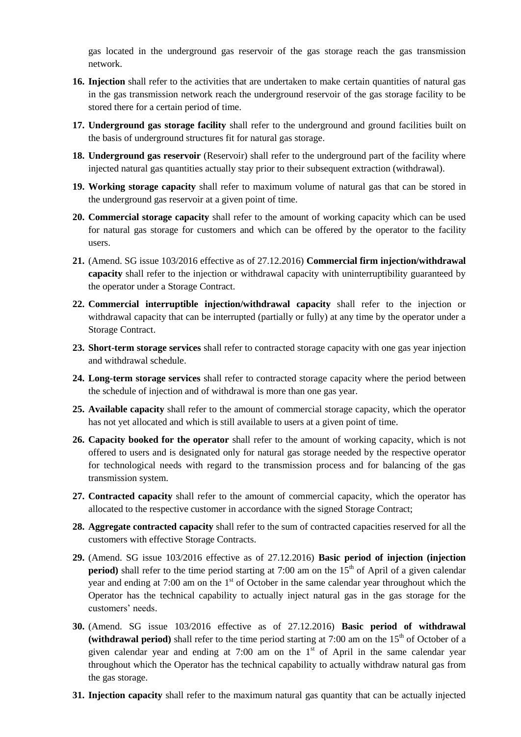gas located in the underground gas reservoir of the gas storage reach the gas transmission network.

16. **Injection** shall refer to the activities that are undertaken to make certain quantities of natural gas in the gas transmission network reach the underground reservoir of the gas storage facility to be stored there for a certain period of time.

17. **Underground gas storage facility** shall refer to the underground and ground facilities built on the basis of underground structures fit for natural gas storage.

18. **Underground gas reservoir** (Reservoir) shall refer to the underground part of the facility where injected natural gas quantities actually stay prior to their subsequent extraction (withdrawal).

19. **Working storage capacity** shall refer to maximum volume of natural gas that can be stored in the underground gas reservoir at a given point of time.

20. **Commercial storage capacity** shall refer to the amount of working capacity which can be used for natural gas storage for customers and which can be offered by the operator to the facility users.

21. (Amend. SG issue 103/2016 effective as of 27.12.2016) **Commercial firm injection/withdrawal capacity** shall refer to the injection or withdrawal capacity with uninterruptibility guaranteed by the operator under a Storage Contract.

22. **Commercial interruptible injection/withdrawal capacity** shall refer to the injection or withdrawal capacity that can be interrupted (partially or fully) at any time by the operator under a Storage Contract.

23. **Short-term storage services** shall refer to contracted storage capacity with one gas year injection and withdrawal schedule.

24. **Long-term storage services** shall refer to contracted storage capacity where the period between the schedule of injection and of withdrawal is more than one gas year.

25. **Available capacity** shall refer to the amount of commercial storage capacity, which the operator has not yet allocated and which is still available to users at a given point of time.

26. **Capacity booked for the operator** shall refer to the amount of working capacity, which is not offered to users and is designated only for natural gas storage needed by the respective operator for technological needs with regard to the transmission process and for balancing of the gas transmission system.

27. **Contracted capacity** shall refer to the amount of commercial capacity, which the operator has allocated to the respective customer in accordance with the signed Storage Contract;

28. **Aggregate contracted capacity** shall refer to the sum of contracted capacities reserved for all the customers with effective Storage Contracts.

29. (Amend. SG issue 103/2016 effective as of 27.12.2016) **Basic period of injection (injection period)** shall refer to the time period starting at 7:00 am on the 15th of April of a given calendar year and ending at 7:00 am on the 1st of October in the same calendar year throughout which the Operator has the technical capability to actually inject natural gas in the gas storage for the customers' needs.

30. (Amend. SG issue 103/2016 effective as of 27.12.2016) **Basic period of withdrawal (withdrawal period)** shall refer to the time period starting at 7:00 am on the 15th of October of a given calendar year and ending at 7:00 am on the 1st of April in the same calendar year throughout which the Operator has the technical capability to actually withdraw natural gas from the gas storage.

31. **Injection capacity** shall refer to the maximum natural gas quantity that can be actually injected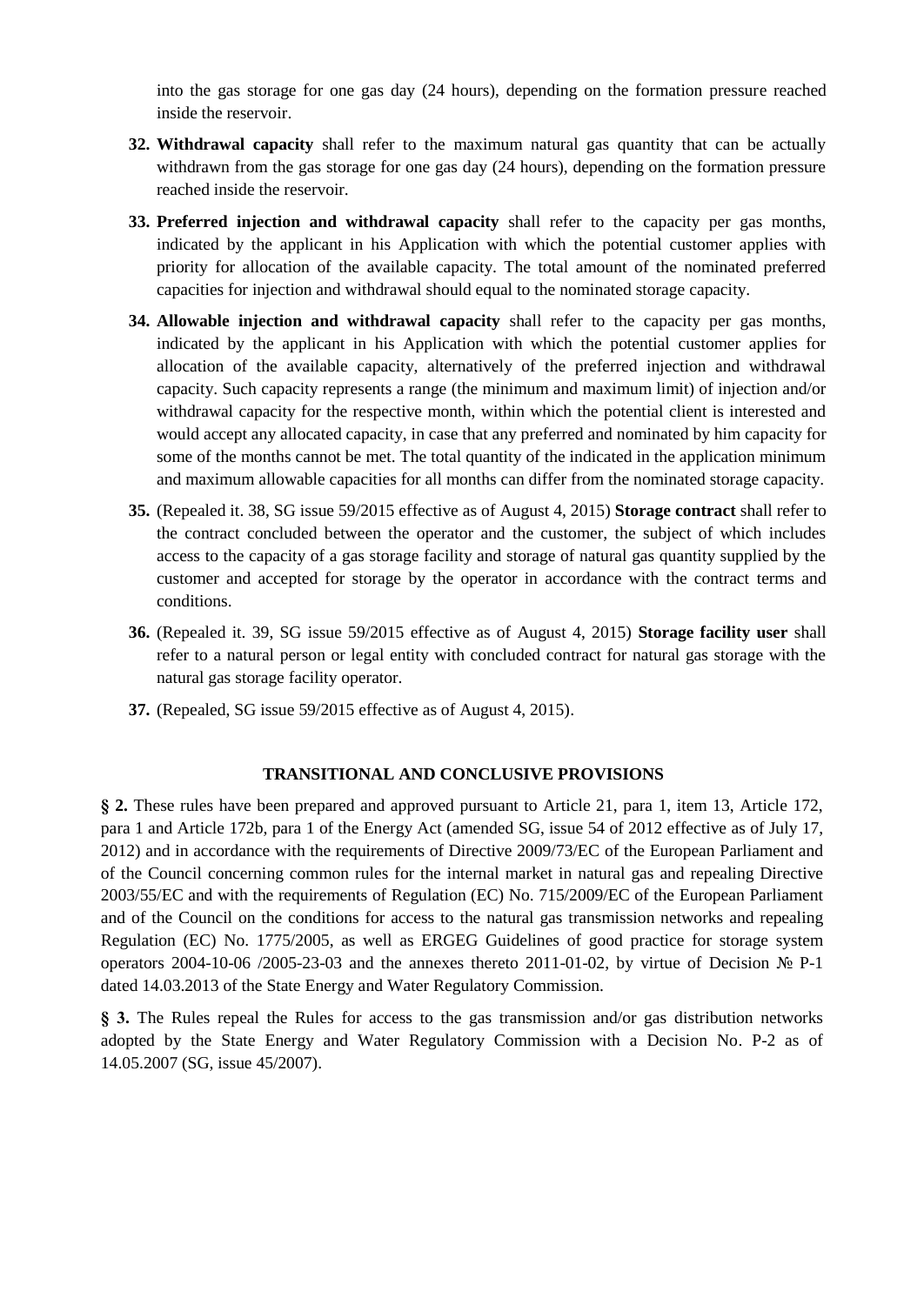into the gas storage for one gas day (24 hours), depending on the formation pressure reached inside the reservoir.

32. **Withdrawal capacity** shall refer to the maximum natural gas quantity that can be actually withdrawn from the gas storage for one gas day (24 hours), depending on the formation pressure reached inside the reservoir.

33. **Preferred injection and withdrawal capacity** shall refer to the capacity per gas months, indicated by the applicant in his Application with which the potential customer applies with priority for allocation of the available capacity. The total amount of the nominated preferred capacities for injection and withdrawal should equal to the nominated storage capacity.

34. **Allowable injection and withdrawal capacity** shall refer to the capacity per gas months, indicated by the applicant in his Application with which the potential customer applies for allocation of the available capacity, alternatively of the preferred injection and withdrawal capacity. Such capacity represents a range (the minimum and maximum limit) of injection and/or withdrawal capacity for the respective month, within which the potential client is interested and would accept any allocated capacity, in case that any preferred and nominated by him capacity for some of the months cannot be met. The total quantity of the indicated in the application minimum and maximum allowable capacities for all months can differ from the nominated storage capacity.

35. (Repealed it. 38, SG issue 59/2015 effective as of August 4, 2015) **Storage contract** shall refer to the contract concluded between the operator and the customer, the subject of which includes access to the capacity of a gas storage facility and storage of natural gas quantity supplied by the customer and accepted for storage by the operator in accordance with the contract terms and conditions.

36. (Repealed it. 39, SG issue 59/2015 effective as of August 4, 2015) **Storage facility user** shall refer to a natural person or legal entity with concluded contract for natural gas storage with the natural gas storage facility operator.

37. (Repealed, SG issue 59/2015 effective as of August 4, 2015).

## TRANSITIONAL AND CONCLUSIVE PROVISIONS

**§ 2.** These rules have been prepared and approved pursuant to Article 21, para 1, item 13, Article 172, para 1 and Article 172b, para 1 of the Energy Act (amended SG, issue 54 of 2012 effective as of July 17, 2012) and in accordance with the requirements of Directive 2009/73/EC of the European Parliament and of the Council concerning common rules for the internal market in natural gas and repealing Directive 2003/55/EC and with the requirements of Regulation (EC) No. 715/2009/EC of the European Parliament and of the Council on the conditions for access to the natural gas transmission networks and repealing Regulation (EC) No. 1775/2005, as well as ERGEG Guidelines of good practice for storage system operators 2004-10-06 /2005-23-03 and the annexes thereto 2011-01-02, by virtue of Decision № P-1 dated 14.03.2013 of the State Energy and Water Regulatory Commission.

**§ 3.** The Rules repeal the Rules for access to the gas transmission and/or gas distribution networks adopted by the State Energy and Water Regulatory Commission with a Decision No. P-2 as of 14.05.2007 (SG, issue 45/2007).